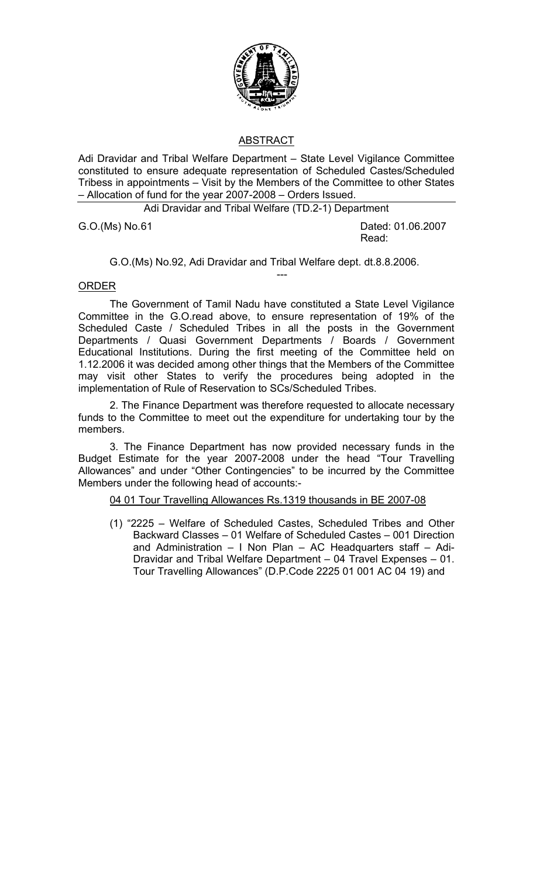## ABSTRACT

Adi Dravidar and Tribal Welfare Department – State Level Vigilance Committee constituted to ensure adequate representation of Scheduled Castes/Scheduled Tribess in appointments – Visit by the Members of the Committee to other States – Allocation of fund for the year 2007-2008 – Orders Issued.

Adi Dravidar and Tribal Welfare (TD.2-1) Department

G.O.(Ms) No.61 Dated: 01.06.2007

Read:

G.O.(Ms) No.92, Adi Dravidar and Tribal Welfare dept. dt.8.8.2006.

---

## ORDER

The Government of Tamil Nadu have constituted a State Level Vigilance Committee in the G.O.read above, to ensure representation of 19% of the Scheduled Caste / Scheduled Tribes in all the posts in the Government Departments / Quasi Government Departments / Boards / Government Educational Institutions. During the first meeting of the Committee held on 1.12.2006 it was decided among other things that the Members of the Committee may visit other States to verify the procedures being adopted in the implementation of Rule of Reservation to SCs/Scheduled Tribes.

2. The Finance Department was therefore requested to allocate necessary funds to the Committee to meet out the expenditure for undertaking tour by the members.

3. The Finance Department has now provided necessary funds in the Budget Estimate for the year 2007-2008 under the head "Tour Travelling Allowances" and under "Other Contingencies" to be incurred by the Committee Members under the following head of accounts:-

04 01 Tour Travelling Allowances Rs.1319 thousands in BE 2007-08

(1) "2225 – Welfare of Scheduled Castes, Scheduled Tribes and Other Backward Classes – 01 Welfare of Scheduled Castes – 001 Direction and Administration – I Non Plan – AC Headquarters staff – Adi-Dravidar and Tribal Welfare Department – 04 Travel Expenses – 01. Tour Travelling Allowances" (D.P.Code 2225 01 001 AC 04 19) and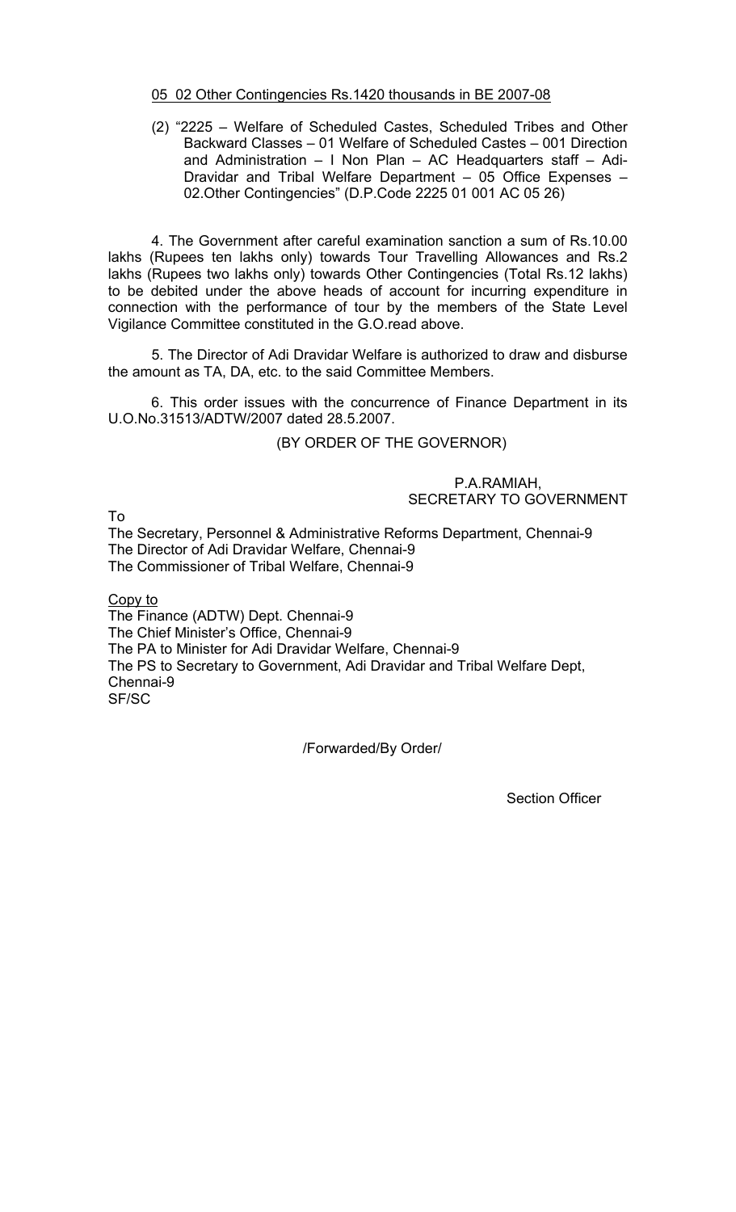05 02 Other Contingencies Rs.1420 thousands in BE 2007-08

(2) "2225 – Welfare of Scheduled Castes, Scheduled Tribes and Other Backward Classes – 01 Welfare of Scheduled Castes – 001 Direction and Administration – I Non Plan – AC Headquarters staff – Adi-Dravidar and Tribal Welfare Department – 05 Office Expenses – 02.Other Contingencies" (D.P.Code 2225 01 001 AC 05 26)

4. The Government after careful examination sanction a sum of Rs.10.00 lakhs (Rupees ten lakhs only) towards Tour Travelling Allowances and Rs.2 lakhs (Rupees two lakhs only) towards Other Contingencies (Total Rs.12 lakhs) to be debited under the above heads of account for incurring expenditure in connection with the performance of tour by the members of the State Level Vigilance Committee constituted in the G.O.read above.

5. The Director of Adi Dravidar Welfare is authorized to draw and disburse the amount as TA, DA, etc. to the said Committee Members.

6. This order issues with the concurrence of Finance Department in its U.O.No.31513/ADTW/2007 dated 28.5.2007.

(BY ORDER OF THE GOVERNOR)

P.A.RAMIAH,
SECRETARY TO GOVERNMENT

To

The Secretary, Personnel & Administrative Reforms Department, Chennai-9
The Director of Adi Dravidar Welfare, Chennai-9
The Commissioner of Tribal Welfare, Chennai-9

Copy to

The Finance (ADTW) Dept. Chennai-9
The Chief Minister's Office, Chennai-9
The PA to Minister for Adi Dravidar Welfare, Chennai-9
The PS to Secretary to Government, Adi Dravidar and Tribal Welfare Dept, Chennai-9
SF/SC

/Forwarded/By Order/

Section Officer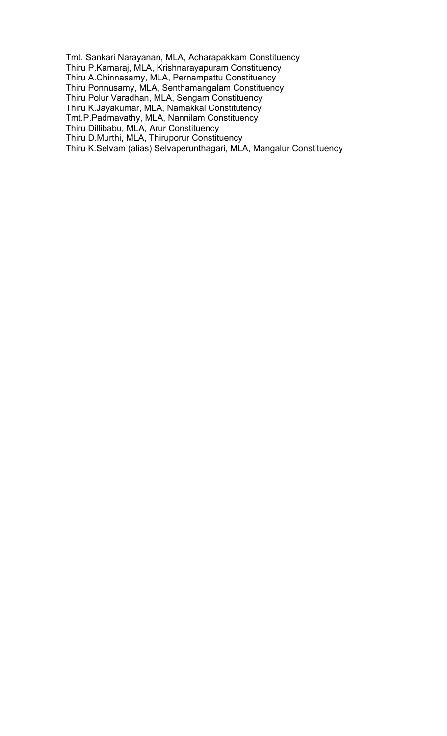Tmt. Sankari Narayanan, MLA, Acharapakkam Constituency
Thiru P.Kamaraj, MLA, Krishnarayapuram Constituency
Thiru A.Chinnasamy, MLA, Pernampattu Constituency
Thiru Ponnusamy, MLA, Senthamangalam Constituency
Thiru Polur Varadhan, MLA, Sengam Constituency
Thiru K.Jayakumar, MLA, Namakkal Constitutency
Tmt.P.Padmavathy, MLA, Nannilam Constituency
Thiru Dillibabu, MLA, Arur Constituency
Thiru D.Murthi, MLA, Thiruporur Constituency
Thiru K.Selvam (alias) Selvaperunthagari, MLA, Mangalur Constituency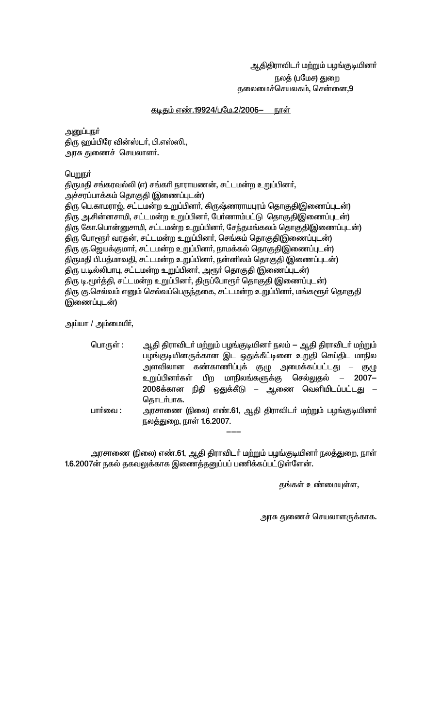ஆதிதிராவிடர் மற்றும் பழங்குடியினர்
நலத் (பமேச) துறை
தலைமைச்செயலகம், சென்னை,9

கடிதம் எண்.19924/பமே.2/2006– நாள்

அனுப்புநர்
திரு ஹம்பிரே வின்ஸ்டர், பி.எஸ்ஸி.,
அரசு துணைச் செயலாளர்.

பெறுநர்
திருமதி சங்கரவல்லி (எ) சங்கரி நாராயணன், சட்டமன்ற உறுப்பினர்,
அச்சரப்பாக்கம் தொகுதி (இணைப்புடன்)
திரு பெ.காமராஜ், சட்டமன்ற உறுப்பினர், கிருஷ்ணராயபுரம் தொகுதி(இணைப்புடன்)
திரு அ.சின்னசாமி, சட்டமன்ற உறுப்பினர், பேர்ணாம்பட்டு தொகுதி(இணைப்புடன்)
திரு கோ.பொன்னுசாமி, சட்டமன்ற உறுப்பினர், சேந்தமங்கலம் தொகுதி(இணைப்புடன்)
திரு போளூர் வரதன், சட்டமன்ற உறுப்பினர், செங்கம் தொகுதி(இணைப்புடன்)
திரு கு.ஜெயக்குமார், சட்டமன்ற உறுப்பினர், நாமக்கல் தொகுதி(இணைப்புடன்)
திருமதி பி.பத்மாவதி, சட்டமன்ற உறுப்பினர், நன்னிலம் தொகுதி (இணைப்புடன்)
திரு ப.டில்லிபாபு, சட்டமன்ற உறுப்பினர், அரூர் தொகுதி (இணைப்புடன்)
திரு டி.மூர்த்தி, சட்டமன்ற உறுப்பினர், திருப்போரூர் தொகுதி (இணைப்புடன்)
திரு கு.செல்வம் எனும் செல்வப்பெருந்தகை, சட்டமன்ற உறுப்பினர், மங்களூர் தொகுதி (இணைப்புடன்)

அய்யா / அம்மையீர்,

பொருள் : ஆதி திராவிடர் மற்றும் பழங்குடியினர் நலம் – ஆதி திராவிடர் மற்றும் பழங்குடியினருக்கான இட ஒதுக்கீட்டினை உறுதி செய்திட மாநில அளவிலான கண்காணிப்புக் குழு அமைக்கப்பட்டது – குழு உறுப்பினர்கள் பிற மாநிலங்களுக்கு செல்லுதல் – 2007–2008க்கான நிதி ஒதுக்கீடு – ஆணை வெளியிடப்பட்டது – தொடர்பாக.

பார்வை : அரசாணை (நிலை) எண்.61, ஆதி திராவிடர் மற்றும் பழங்குடியினர் நலத்துறை, நாள் 1.6.2007.

---

அரசாணை (நிலை) எண்.61, ஆதி திராவிடர் மற்றும் பழங்குடியினர் நலத்துறை, நாள் 1.6.2007ன் நகல் தகவலுக்காக இணைத்தனுப்பப் பணிக்கப்பட்டுள்ளேன்.

தங்கள் உண்மையுள்ள,

அரசு துணைச் செயலாளருக்காக.